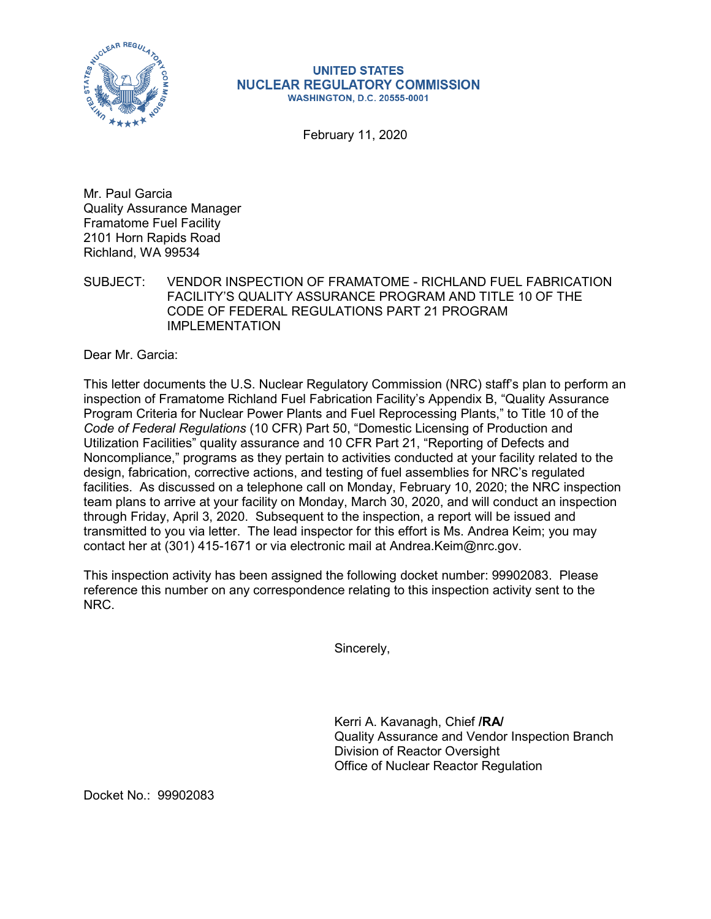**UNITED STATES**
**NUCLEAR REGULATORY COMMISSION**
**WASHINGTON, D.C. 20555-0001**

February 11, 2020

Mr. Paul Garcia
Quality Assurance Manager
Framatome Fuel Facility
2101 Horn Rapids Road
Richland, WA 99534

SUBJECT: VENDOR INSPECTION OF FRAMATOME - RICHLAND FUEL FABRICATION FACILITY'S QUALITY ASSURANCE PROGRAM AND TITLE 10 OF THE CODE OF FEDERAL REGULATIONS PART 21 PROGRAM IMPLEMENTATION

Dear Mr. Garcia:

This letter documents the U.S. Nuclear Regulatory Commission (NRC) staff's plan to perform an inspection of Framatome Richland Fuel Fabrication Facility's Appendix B, "Quality Assurance Program Criteria for Nuclear Power Plants and Fuel Reprocessing Plants," to Title 10 of the *Code of Federal Regulations* (10 CFR) Part 50, "Domestic Licensing of Production and Utilization Facilities" quality assurance and 10 CFR Part 21, "Reporting of Defects and Noncompliance," programs as they pertain to activities conducted at your facility related to the design, fabrication, corrective actions, and testing of fuel assemblies for NRC's regulated facilities. As discussed on a telephone call on Monday, February 10, 2020; the NRC inspection team plans to arrive at your facility on Monday, March 30, 2020, and will conduct an inspection through Friday, April 3, 2020. Subsequent to the inspection, a report will be issued and transmitted to you via letter. The lead inspector for this effort is Ms. Andrea Keim; you may contact her at (301) 415-1671 or via electronic mail at Andrea.Keim@nrc.gov.

This inspection activity has been assigned the following docket number: 99902083. Please reference this number on any correspondence relating to this inspection activity sent to the NRC.

Sincerely,

Kerri A. Kavanagh, Chief **/RA/**
Quality Assurance and Vendor Inspection Branch
Division of Reactor Oversight
Office of Nuclear Reactor Regulation

Docket No.: 99902083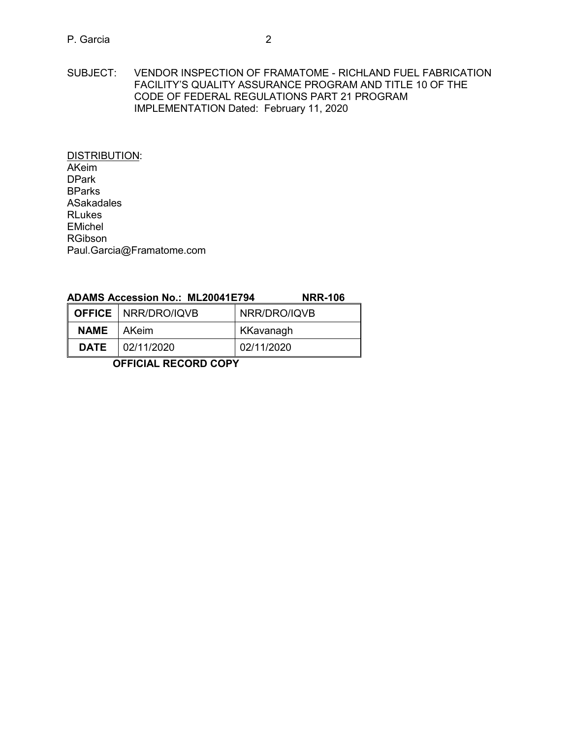SUBJECT: VENDOR INSPECTION OF FRAMATOME - RICHLAND FUEL FABRICATION FACILITY'S QUALITY ASSURANCE PROGRAM AND TITLE 10 OF THE CODE OF FEDERAL REGULATIONS PART 21 PROGRAM IMPLEMENTATION Dated: February 11, 2020

DISTRIBUTION:
AKeim
DPark
BParks
ASakadales
RLukes
EMichel
RGibson
Paul.Garcia@Framatome.com

**ADAMS Accession No.: ML20041E794 NRR-106**

| **OFFICE** | NRR/DRO/IQVB | NRR/DRO/IQVB |
|---|---|---|
| **NAME** | AKeim | KKavanagh |
| **DATE** | 02/11/2020 | 02/11/2020 |

**OFFICIAL RECORD COPY**